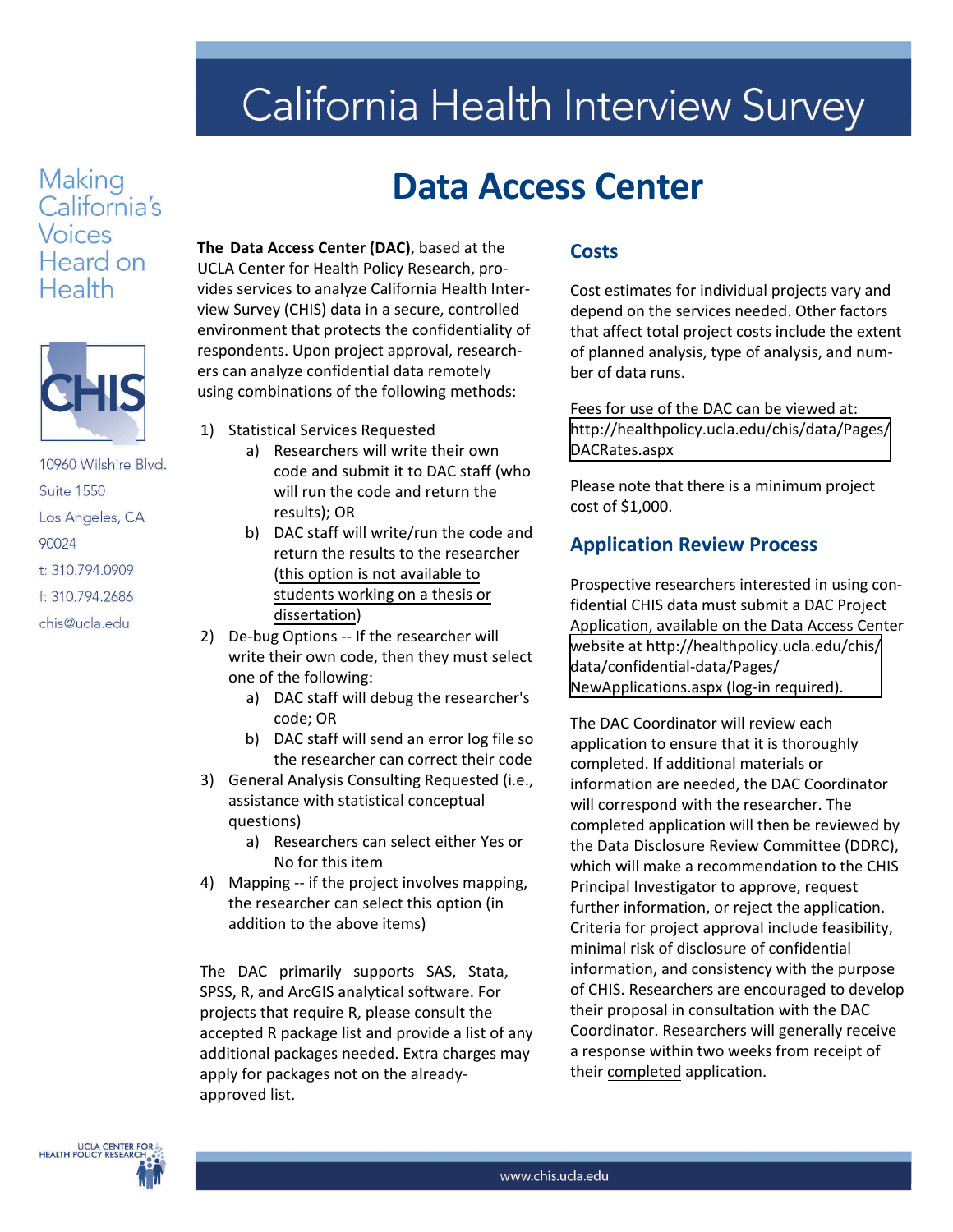# California Health Interview Survey

Making California's Voices Heard on Health

10960 Wilshire Blvd.
Suite 1550
Los Angeles, CA
90024
t: 310.794.0909
f: 310.794.2686
chis@ucla.edu

## Data Access Center

**The Data Access Center (DAC)**, based at the UCLA Center for Health Policy Research, provides services to analyze California Health Interview Survey (CHIS) data in a secure, controlled environment that protects the confidentiality of respondents. Upon project approval, researchers can analyze confidential data remotely using combinations of the following methods:

1) Statistical Services Requested
   a) Researchers will write their own code and submit it to DAC staff (who will run the code and return the results); OR
   b) DAC staff will write/run the code and return the results to the researcher (this option is not available to students working on a thesis or dissertation)
2) De-bug Options -- If the researcher will write their own code, then they must select one of the following:
   a) DAC staff will debug the researcher's code; OR
   b) DAC staff will send an error log file so the researcher can correct their code
3) General Analysis Consulting Requested (i.e., assistance with statistical conceptual questions)
   a) Researchers can select either Yes or No for this item
4) Mapping -- if the project involves mapping, the researcher can select this option (in addition to the above items)

The DAC primarily supports SAS, Stata, SPSS, R, and ArcGIS analytical software. For projects that require R, please consult the accepted R package list and provide a list of any additional packages needed. Extra charges may apply for packages not on the already-approved list.

### Costs

Cost estimates for individual projects vary and depend on the services needed. Other factors that affect total project costs include the extent of planned analysis, type of analysis, and number of data runs.

Fees for use of the DAC can be viewed at: http://healthpolicy.ucla.edu/chis/data/Pages/DACRates.aspx

Please note that there is a minimum project cost of $1,000.

### Application Review Process

Prospective researchers interested in using confidential CHIS data must submit a DAC Project Application, available on the Data Access Center website at http://healthpolicy.ucla.edu/chis/data/confidential-data/Pages/NewApplications.aspx (log-in required).

The DAC Coordinator will review each application to ensure that it is thoroughly completed. If additional materials or information are needed, the DAC Coordinator will correspond with the researcher. The completed application will then be reviewed by the Data Disclosure Review Committee (DDRC), which will make a recommendation to the CHIS Principal Investigator to approve, request further information, or reject the application. Criteria for project approval include feasibility, minimal risk of disclosure of confidential information, and consistency with the purpose of CHIS. Researchers are encouraged to develop their proposal in consultation with the DAC Coordinator. Researchers will generally receive a response within two weeks from receipt of their completed application.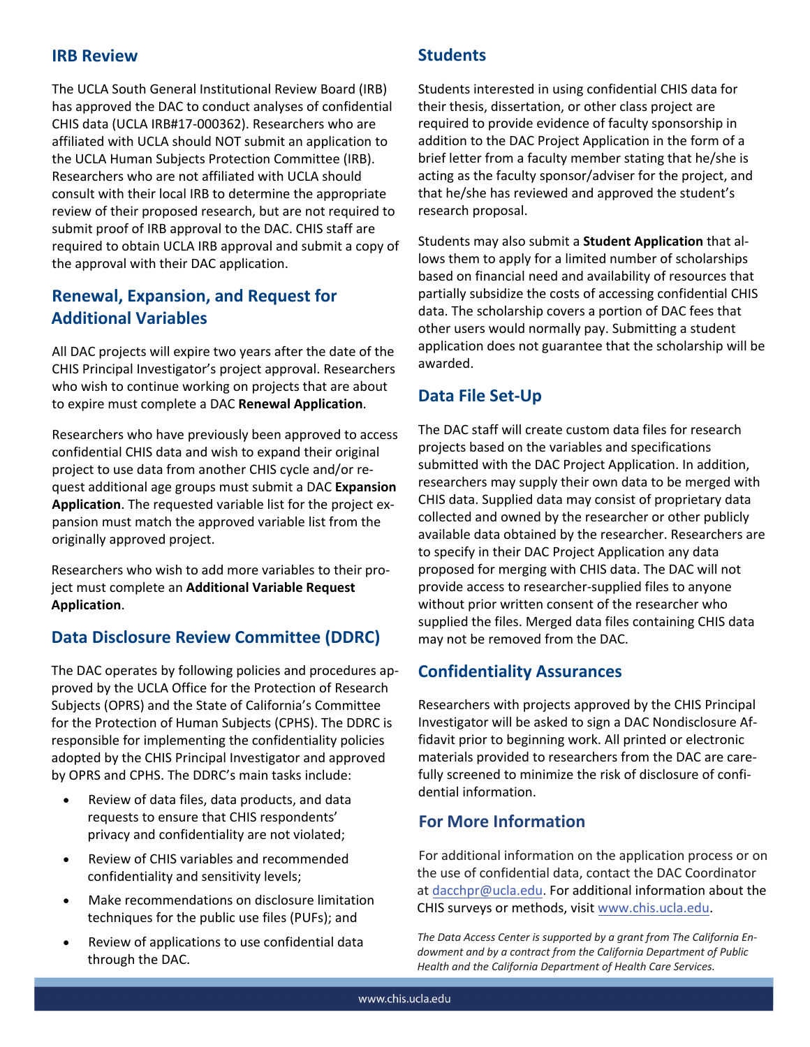## IRB Review

The UCLA South General Institutional Review Board (IRB) has approved the DAC to conduct analyses of confidential CHIS data (UCLA IRB#17-000362). Researchers who are affiliated with UCLA should NOT submit an application to the UCLA Human Subjects Protection Committee (IRB). Researchers who are not affiliated with UCLA should consult with their local IRB to determine the appropriate review of their proposed research, but are not required to submit proof of IRB approval to the DAC. CHIS staff are required to obtain UCLA IRB approval and submit a copy of the approval with their DAC application.

## Renewal, Expansion, and Request for Additional Variables

All DAC projects will expire two years after the date of the CHIS Principal Investigator's project approval. Researchers who wish to continue working on projects that are about to expire must complete a DAC **Renewal Application**.

Researchers who have previously been approved to access confidential CHIS data and wish to expand their original project to use data from another CHIS cycle and/or request additional age groups must submit a DAC **Expansion Application**. The requested variable list for the project expansion must match the approved variable list from the originally approved project.

Researchers who wish to add more variables to their project must complete an **Additional Variable Request Application**.

## Data Disclosure Review Committee (DDRC)

The DAC operates by following policies and procedures approved by the UCLA Office for the Protection of Research Subjects (OPRS) and the State of California's Committee for the Protection of Human Subjects (CPHS). The DDRC is responsible for implementing the confidentiality policies adopted by the CHIS Principal Investigator and approved by OPRS and CPHS. The DDRC's main tasks include:

- Review of data files, data products, and data requests to ensure that CHIS respondents' privacy and confidentiality are not violated;
- Review of CHIS variables and recommended confidentiality and sensitivity levels;
- Make recommendations on disclosure limitation techniques for the public use files (PUFs); and
- Review of applications to use confidential data through the DAC.

## Students

Students interested in using confidential CHIS data for their thesis, dissertation, or other class project are required to provide evidence of faculty sponsorship in addition to the DAC Project Application in the form of a brief letter from a faculty member stating that he/she is acting as the faculty sponsor/adviser for the project, and that he/she has reviewed and approved the student's research proposal.

Students may also submit a **Student Application** that allows them to apply for a limited number of scholarships based on financial need and availability of resources that partially subsidize the costs of accessing confidential CHIS data. The scholarship covers a portion of DAC fees that other users would normally pay. Submitting a student application does not guarantee that the scholarship will be awarded.

## Data File Set-Up

The DAC staff will create custom data files for research projects based on the variables and specifications submitted with the DAC Project Application. In addition, researchers may supply their own data to be merged with CHIS data. Supplied data may consist of proprietary data collected and owned by the researcher or other publicly available data obtained by the researcher. Researchers are to specify in their DAC Project Application any data proposed for merging with CHIS data. The DAC will not provide access to researcher-supplied files to anyone without prior written consent of the researcher who supplied the files. Merged data files containing CHIS data may not be removed from the DAC.

## Confidentiality Assurances

Researchers with projects approved by the CHIS Principal Investigator will be asked to sign a DAC Nondisclosure Affidavit prior to beginning work. All printed or electronic materials provided to researchers from the DAC are carefully screened to minimize the risk of disclosure of confidential information.

## For More Information

For additional information on the application process or on the use of confidential data, contact the DAC Coordinator at dacchpr@ucla.edu. For additional information about the CHIS surveys or methods, visit www.chis.ucla.edu.

*The Data Access Center is supported by a grant from The California Endowment and by a contract from the California Department of Public Health and the California Department of Health Care Services.*